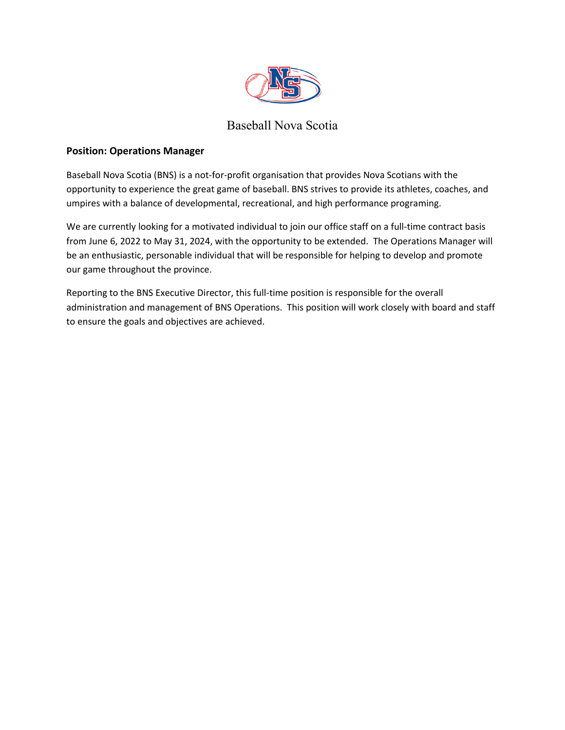Baseball Nova Scotia

**Position: Operations Manager**

Baseball Nova Scotia (BNS) is a not-for-profit organisation that provides Nova Scotians with the opportunity to experience the great game of baseball. BNS strives to provide its athletes, coaches, and umpires with a balance of developmental, recreational, and high performance programing.

We are currently looking for a motivated individual to join our office staff on a full-time contract basis from June 6, 2022 to May 31, 2024, with the opportunity to be extended. The Operations Manager will be an enthusiastic, personable individual that will be responsible for helping to develop and promote our game throughout the province.

Reporting to the BNS Executive Director, this full-time position is responsible for the overall administration and management of BNS Operations. This position will work closely with board and staff to ensure the goals and objectives are achieved.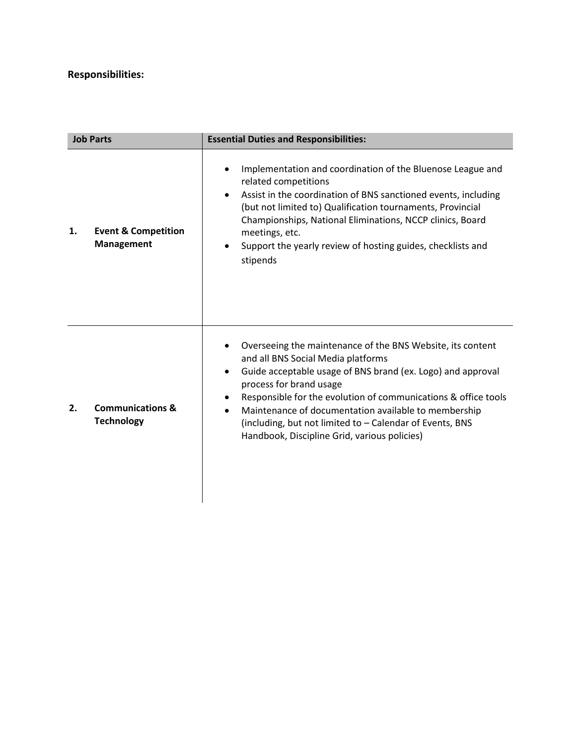**Responsibilities:**

| Job Parts | Essential Duties and Responsibilities: |
| --- | --- |
| **1. Event & Competition Management** | • Implementation and coordination of the Bluenose League and related competitions<br>• Assist in the coordination of BNS sanctioned events, including (but not limited to) Qualification tournaments, Provincial Championships, National Eliminations, NCCP clinics, Board meetings, etc.<br>• Support the yearly review of hosting guides, checklists and stipends |
| **2. Communications & Technology** | • Overseeing the maintenance of the BNS Website, its content and all BNS Social Media platforms<br>• Guide acceptable usage of BNS brand (ex. Logo) and approval process for brand usage<br>• Responsible for the evolution of communications & office tools<br>• Maintenance of documentation available to membership (including, but not limited to – Calendar of Events, BNS Handbook, Discipline Grid, various policies) |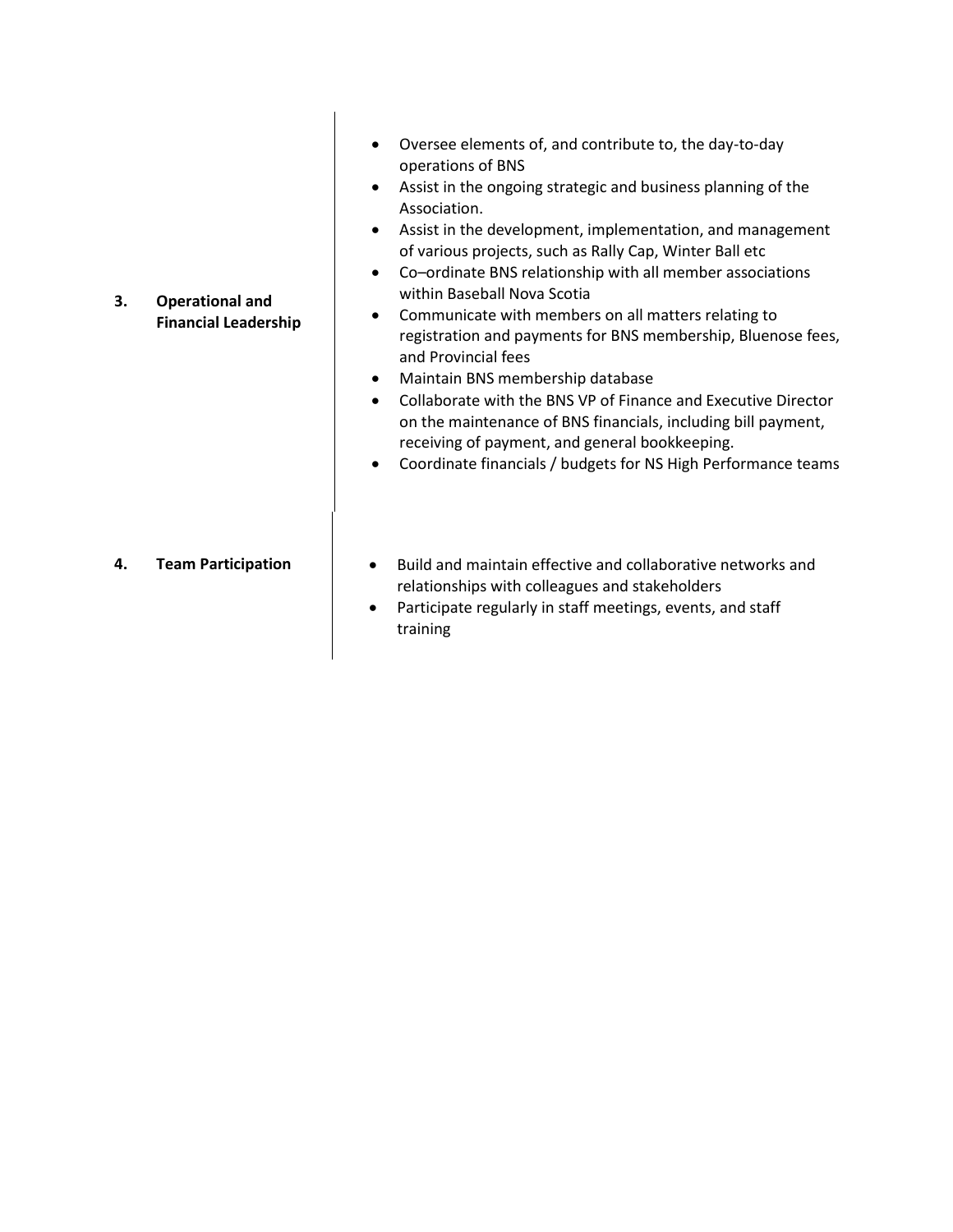| | |
|---|---|
| **3. Operational and Financial Leadership** | • Oversee elements of, and contribute to, the day-to-day operations of BNS<br>• Assist in the ongoing strategic and business planning of the Association.<br>• Assist in the development, implementation, and management of various projects, such as Rally Cap, Winter Ball etc<br>• Co–ordinate BNS relationship with all member associations within Baseball Nova Scotia<br>• Communicate with members on all matters relating to registration and payments for BNS membership, Bluenose fees, and Provincial fees<br>• Maintain BNS membership database<br>• Collaborate with the BNS VP of Finance and Executive Director on the maintenance of BNS financials, including bill payment, receiving of payment, and general bookkeeping.<br>• Coordinate financials / budgets for NS High Performance teams |
| **4. Team Participation** | • Build and maintain effective and collaborative networks and relationships with colleagues and stakeholders<br>• Participate regularly in staff meetings, events, and staff training |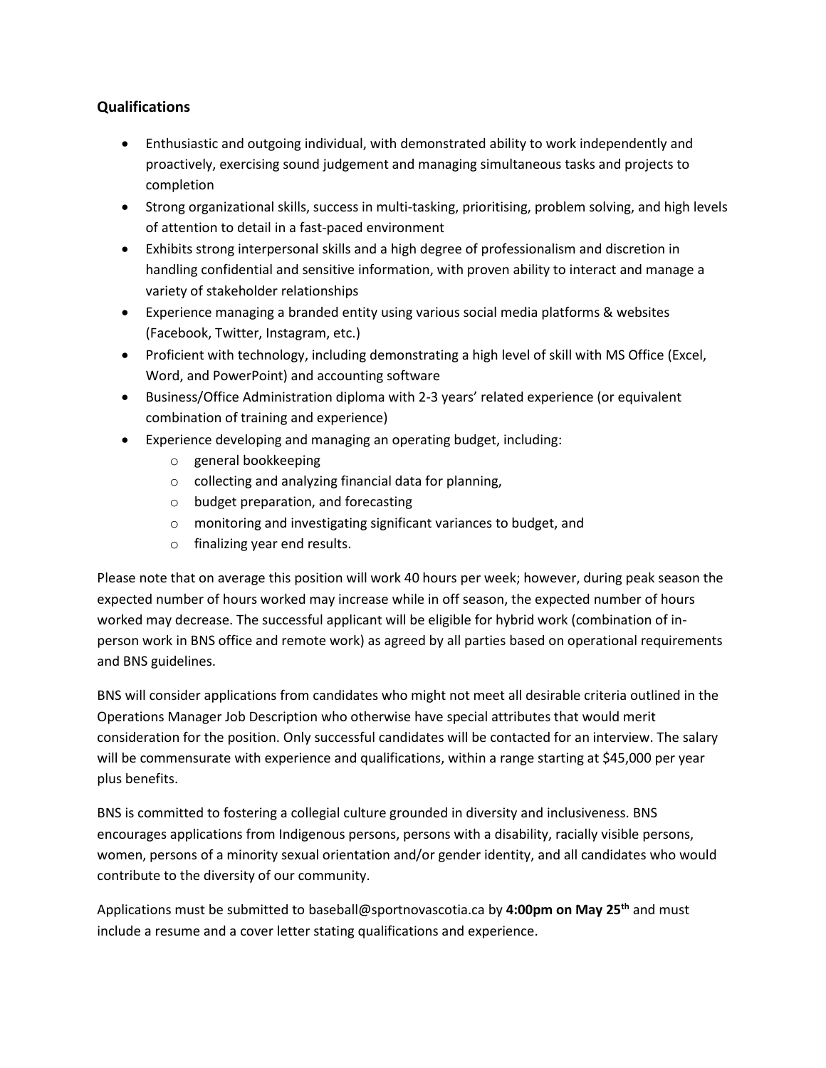## Qualifications

- Enthusiastic and outgoing individual, with demonstrated ability to work independently and proactively, exercising sound judgement and managing simultaneous tasks and projects to completion
- Strong organizational skills, success in multi-tasking, prioritising, problem solving, and high levels of attention to detail in a fast-paced environment
- Exhibits strong interpersonal skills and a high degree of professionalism and discretion in handling confidential and sensitive information, with proven ability to interact and manage a variety of stakeholder relationships
- Experience managing a branded entity using various social media platforms & websites (Facebook, Twitter, Instagram, etc.)
- Proficient with technology, including demonstrating a high level of skill with MS Office (Excel, Word, and PowerPoint) and accounting software
- Business/Office Administration diploma with 2-3 years' related experience (or equivalent combination of training and experience)
- Experience developing and managing an operating budget, including:
  - general bookkeeping
  - collecting and analyzing financial data for planning,
  - budget preparation, and forecasting
  - monitoring and investigating significant variances to budget, and
  - finalizing year end results.

Please note that on average this position will work 40 hours per week; however, during peak season the expected number of hours worked may increase while in off season, the expected number of hours worked may decrease. The successful applicant will be eligible for hybrid work (combination of in-person work in BNS office and remote work) as agreed by all parties based on operational requirements and BNS guidelines.

BNS will consider applications from candidates who might not meet all desirable criteria outlined in the Operations Manager Job Description who otherwise have special attributes that would merit consideration for the position. Only successful candidates will be contacted for an interview. The salary will be commensurate with experience and qualifications, within a range starting at $45,000 per year plus benefits.

BNS is committed to fostering a collegial culture grounded in diversity and inclusiveness. BNS encourages applications from Indigenous persons, persons with a disability, racially visible persons, women, persons of a minority sexual orientation and/or gender identity, and all candidates who would contribute to the diversity of our community.

Applications must be submitted to baseball@sportnovascotia.ca by **4:00pm on May 25th** and must include a resume and a cover letter stating qualifications and experience.